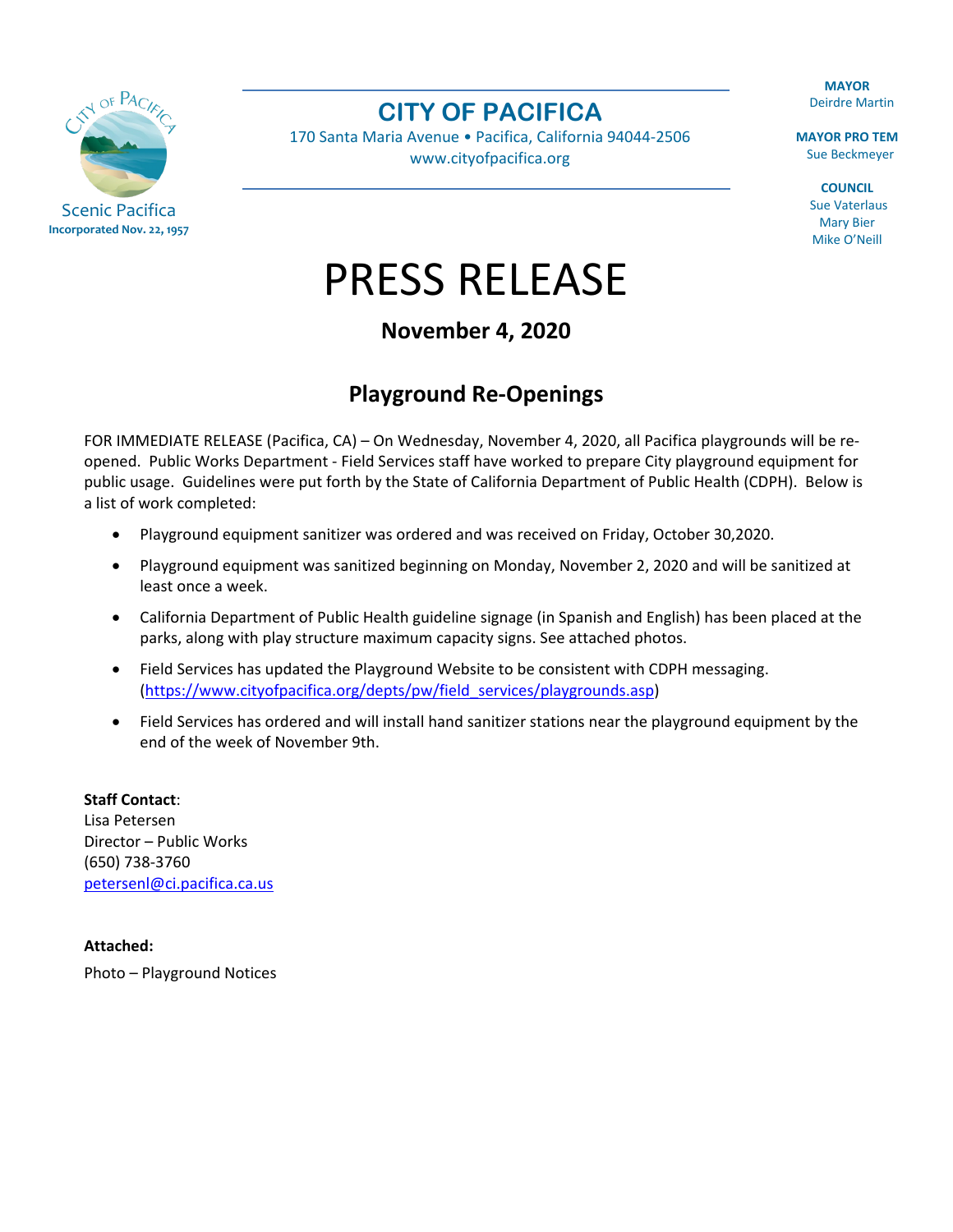Scenic Pacifica
Incorporated Nov. 22, 1957

# CITY OF PACIFICA

170 Santa Maria Avenue • Pacifica, California 94044-2506
www.cityofpacifica.org

**MAYOR**
Deirdre Martin

**MAYOR PRO TEM**
Sue Beckmeyer

**COUNCIL**
Sue Vaterlaus
Mary Bier
Mike O'Neill

# PRESS RELEASE

**November 4, 2020**

## Playground Re-Openings

FOR IMMEDIATE RELEASE (Pacifica, CA) – On Wednesday, November 4, 2020, all Pacifica playgrounds will be re-opened. Public Works Department - Field Services staff have worked to prepare City playground equipment for public usage. Guidelines were put forth by the State of California Department of Public Health (CDPH). Below is a list of work completed:

- Playground equipment sanitizer was ordered and was received on Friday, October 30,2020.
- Playground equipment was sanitized beginning on Monday, November 2, 2020 and will be sanitized at least once a week.
- California Department of Public Health guideline signage (in Spanish and English) has been placed at the parks, along with play structure maximum capacity signs. See attached photos.
- Field Services has updated the Playground Website to be consistent with CDPH messaging. (https://www.cityofpacifica.org/depts/pw/field_services/playgrounds.asp)
- Field Services has ordered and will install hand sanitizer stations near the playground equipment by the end of the week of November 9th.

**Staff Contact**:
Lisa Petersen
Director – Public Works
(650) 738-3760
petersenl@ci.pacifica.ca.us

**Attached:**
Photo – Playground Notices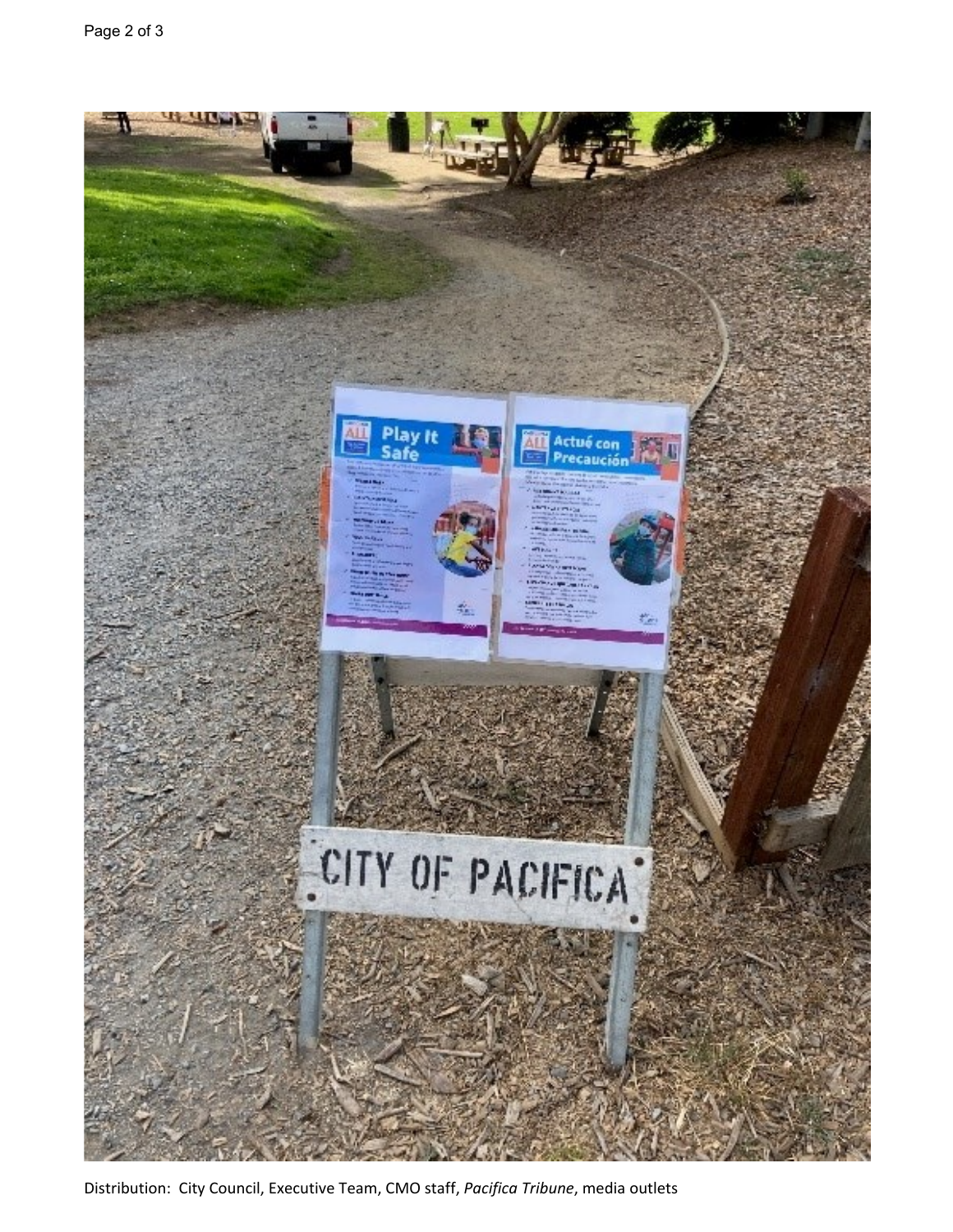Distribution: City Council, Executive Team, CMO staff, *Pacifica Tribune*, media outlets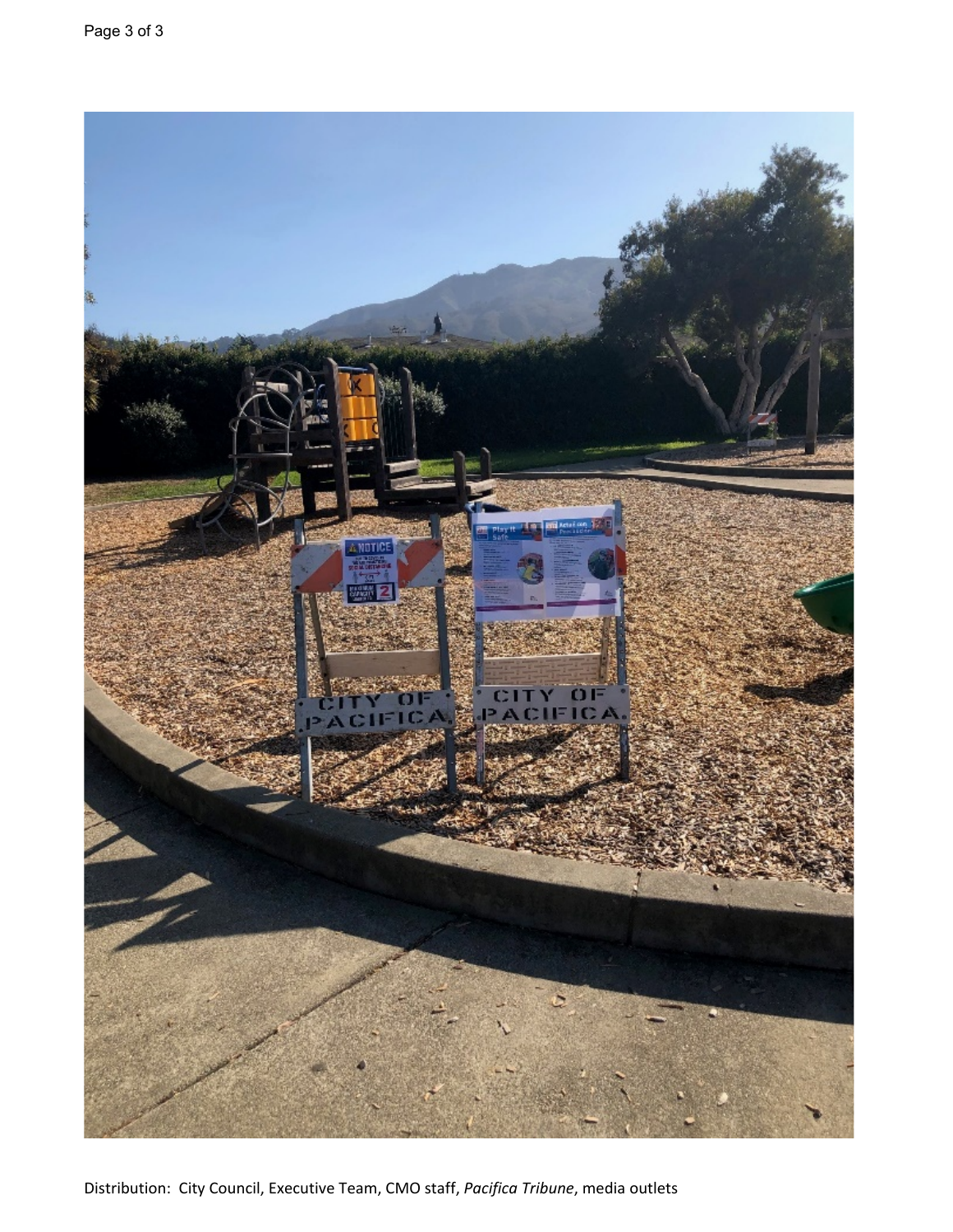Distribution: City Council, Executive Team, CMO staff, *Pacifica Tribune*, media outlets